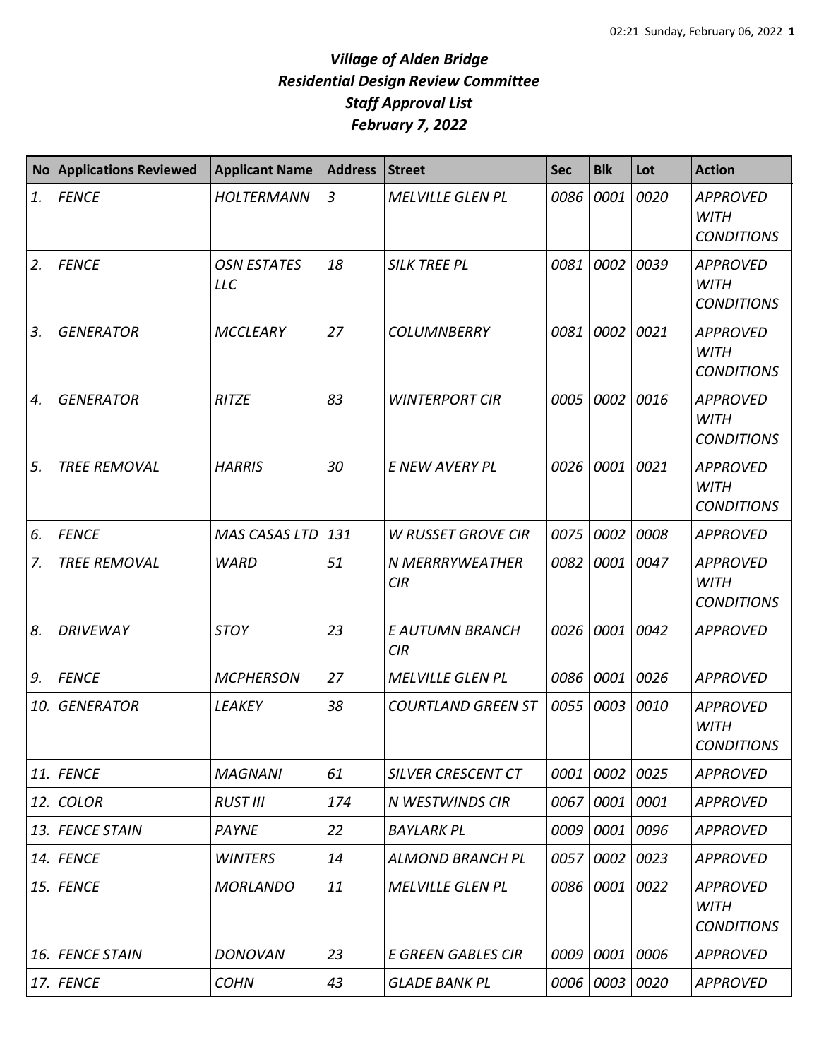# *Village of Alden Bridge*
## *Residential Design Review Committee*
## *Staff Approval List*
## *February 7, 2022*

| No | Applications Reviewed | Applicant Name | Address | Street | Sec | Blk | Lot | Action |
|---|---|---|---|---|---|---|---|---|
| *1.* | *FENCE* | *HOLTERMANN* | *3* | *MELVILLE GLEN PL* | *0086* | *0001* | *0020* | *APPROVED WITH CONDITIONS* |
| *2.* | *FENCE* | *OSN ESTATES LLC* | *18* | *SILK TREE PL* | *0081* | *0002* | *0039* | *APPROVED WITH CONDITIONS* |
| *3.* | *GENERATOR* | *MCCLEARY* | *27* | *COLUMNBERRY* | *0081* | *0002* | *0021* | *APPROVED WITH CONDITIONS* |
| *4.* | *GENERATOR* | *RITZE* | *83* | *WINTERPORT CIR* | *0005* | *0002* | *0016* | *APPROVED WITH CONDITIONS* |
| *5.* | *TREE REMOVAL* | *HARRIS* | *30* | *E NEW AVERY PL* | *0026* | *0001* | *0021* | *APPROVED WITH CONDITIONS* |
| *6.* | *FENCE* | *MAS CASAS LTD* | *131* | *W RUSSET GROVE CIR* | *0075* | *0002* | *0008* | *APPROVED* |
| *7.* | *TREE REMOVAL* | *WARD* | *51* | *N MERRRYWEATHER CIR* | *0082* | *0001* | *0047* | *APPROVED WITH CONDITIONS* |
| *8.* | *DRIVEWAY* | *STOY* | *23* | *E AUTUMN BRANCH CIR* | *0026* | *0001* | *0042* | *APPROVED* |
| *9.* | *FENCE* | *MCPHERSON* | *27* | *MELVILLE GLEN PL* | *0086* | *0001* | *0026* | *APPROVED* |
| *10.* | *GENERATOR* | *LEAKEY* | *38* | *COURTLAND GREEN ST* | *0055* | *0003* | *0010* | *APPROVED WITH CONDITIONS* |
| *11.* | *FENCE* | *MAGNANI* | *61* | *SILVER CRESCENT CT* | *0001* | *0002* | *0025* | *APPROVED* |
| *12.* | *COLOR* | *RUST III* | *174* | *N WESTWINDS CIR* | *0067* | *0001* | *0001* | *APPROVED* |
| *13.* | *FENCE STAIN* | *PAYNE* | *22* | *BAYLARK PL* | *0009* | *0001* | *0096* | *APPROVED* |
| *14.* | *FENCE* | *WINTERS* | *14* | *ALMOND BRANCH PL* | *0057* | *0002* | *0023* | *APPROVED* |
| *15.* | *FENCE* | *MORLANDO* | *11* | *MELVILLE GLEN PL* | *0086* | *0001* | *0022* | *APPROVED WITH CONDITIONS* |
| *16.* | *FENCE STAIN* | *DONOVAN* | *23* | *E GREEN GABLES CIR* | *0009* | *0001* | *0006* | *APPROVED* |
| *17.* | *FENCE* | *COHN* | *43* | *GLADE BANK PL* | *0006* | *0003* | *0020* | *APPROVED* |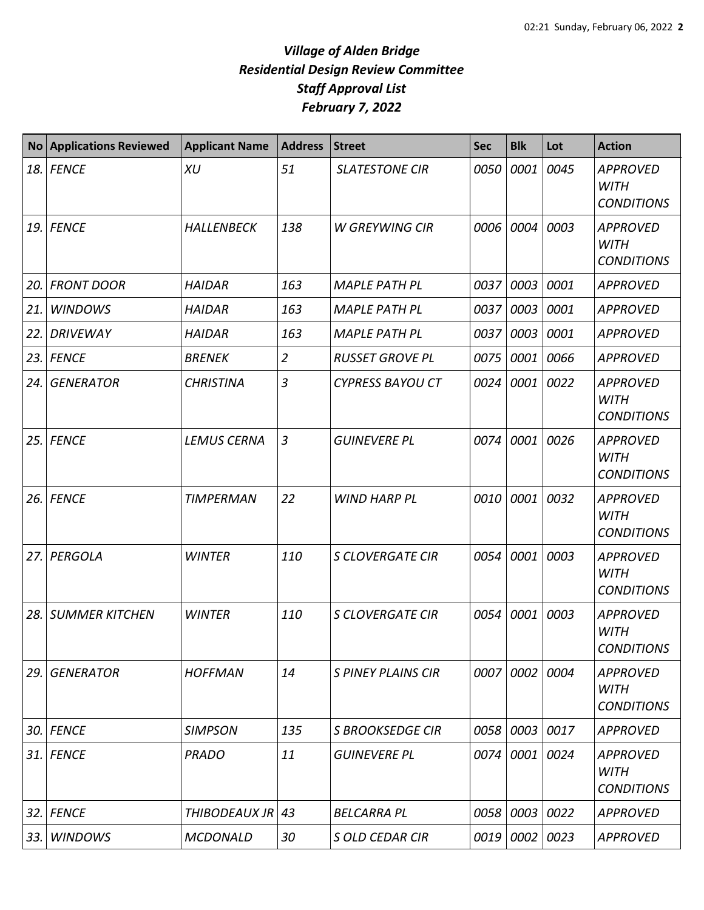# *Village of Alden Bridge*
# *Residential Design Review Committee*
# *Staff Approval List*
# *February 7, 2022*

| No | Applications Reviewed | Applicant Name | Address | Street | Sec | Blk | Lot | Action |
|---|---|---|---|---|---|---|---|---|
| *18.* | *FENCE* | *XU* | *51* | *SLATESTONE CIR* | *0050* | *0001* | *0045* | *APPROVED WITH CONDITIONS* |
| *19.* | *FENCE* | *HALLENBECK* | *138* | *W GREYWING CIR* | *0006* | *0004* | *0003* | *APPROVED WITH CONDITIONS* |
| *20.* | *FRONT DOOR* | *HAIDAR* | *163* | *MAPLE PATH PL* | *0037* | *0003* | *0001* | *APPROVED* |
| *21.* | *WINDOWS* | *HAIDAR* | *163* | *MAPLE PATH PL* | *0037* | *0003* | *0001* | *APPROVED* |
| *22.* | *DRIVEWAY* | *HAIDAR* | *163* | *MAPLE PATH PL* | *0037* | *0003* | *0001* | *APPROVED* |
| *23.* | *FENCE* | *BRENEK* | *2* | *RUSSET GROVE PL* | *0075* | *0001* | *0066* | *APPROVED* |
| *24.* | *GENERATOR* | *CHRISTINA* | *3* | *CYPRESS BAYOU CT* | *0024* | *0001* | *0022* | *APPROVED WITH CONDITIONS* |
| *25.* | *FENCE* | *LEMUS CERNA* | *3* | *GUINEVERE PL* | *0074* | *0001* | *0026* | *APPROVED WITH CONDITIONS* |
| *26.* | *FENCE* | *TIMPERMAN* | *22* | *WIND HARP PL* | *0010* | *0001* | *0032* | *APPROVED WITH CONDITIONS* |
| *27.* | *PERGOLA* | *WINTER* | *110* | *S CLOVERGATE CIR* | *0054* | *0001* | *0003* | *APPROVED WITH CONDITIONS* |
| *28.* | *SUMMER KITCHEN* | *WINTER* | *110* | *S CLOVERGATE CIR* | *0054* | *0001* | *0003* | *APPROVED WITH CONDITIONS* |
| *29.* | *GENERATOR* | *HOFFMAN* | *14* | *S PINEY PLAINS CIR* | *0007* | *0002* | *0004* | *APPROVED WITH CONDITIONS* |
| *30.* | *FENCE* | *SIMPSON* | *135* | *S BROOKSEDGE CIR* | *0058* | *0003* | *0017* | *APPROVED* |
| *31.* | *FENCE* | *PRADO* | *11* | *GUINEVERE PL* | *0074* | *0001* | *0024* | *APPROVED WITH CONDITIONS* |
| *32.* | *FENCE* | *THIBODEAUX JR* | *43* | *BELCARRA PL* | *0058* | *0003* | *0022* | *APPROVED* |
| *33.* | *WINDOWS* | *MCDONALD* | *30* | *S OLD CEDAR CIR* | *0019* | *0002* | *0023* | *APPROVED* |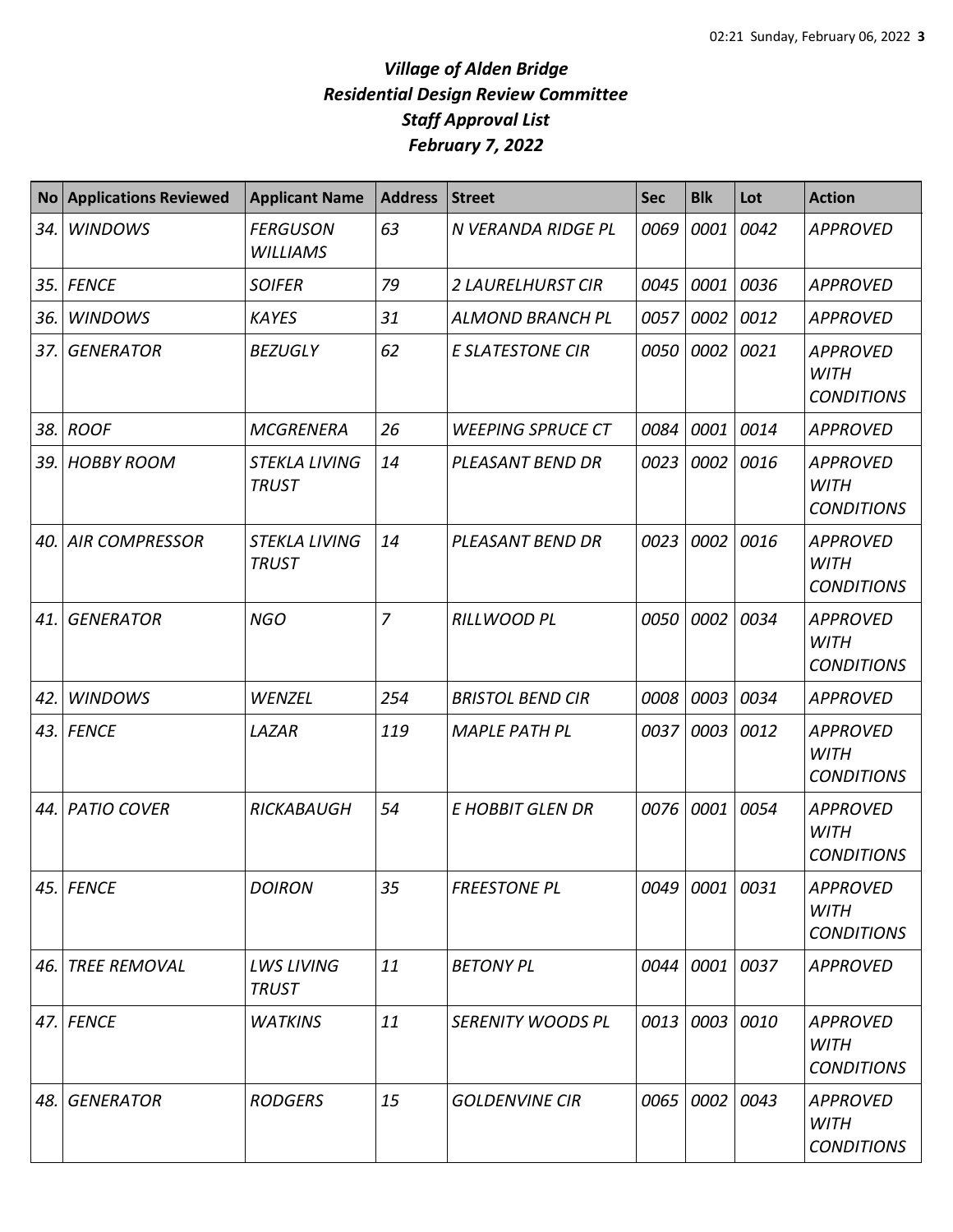# *Village of Alden Bridge*
## *Residential Design Review Committee*
## *Staff Approval List*
## *February 7, 2022*

| No | Applications Reviewed | Applicant Name | Address | Street | Sec | Blk | Lot | Action |
|---|---|---|---|---|---|---|---|---|
| *34.* | *WINDOWS* | *FERGUSON WILLIAMS* | *63* | *N VERANDA RIDGE PL* | *0069* | *0001* | *0042* | *APPROVED* |
| *35.* | *FENCE* | *SOIFER* | *79* | *2 LAURELHURST CIR* | *0045* | *0001* | *0036* | *APPROVED* |
| *36.* | *WINDOWS* | *KAYES* | *31* | *ALMOND BRANCH PL* | *0057* | *0002* | *0012* | *APPROVED* |
| *37.* | *GENERATOR* | *BEZUGLY* | *62* | *E SLATESTONE CIR* | *0050* | *0002* | *0021* | *APPROVED WITH CONDITIONS* |
| *38.* | *ROOF* | *MCGRENERA* | *26* | *WEEPING SPRUCE CT* | *0084* | *0001* | *0014* | *APPROVED* |
| *39.* | *HOBBY ROOM* | *STEKLA LIVING TRUST* | *14* | *PLEASANT BEND DR* | *0023* | *0002* | *0016* | *APPROVED WITH CONDITIONS* |
| *40.* | *AIR COMPRESSOR* | *STEKLA LIVING TRUST* | *14* | *PLEASANT BEND DR* | *0023* | *0002* | *0016* | *APPROVED WITH CONDITIONS* |
| *41.* | *GENERATOR* | *NGO* | *7* | *RILLWOOD PL* | *0050* | *0002* | *0034* | *APPROVED WITH CONDITIONS* |
| *42.* | *WINDOWS* | *WENZEL* | *254* | *BRISTOL BEND CIR* | *0008* | *0003* | *0034* | *APPROVED* |
| *43.* | *FENCE* | *LAZAR* | *119* | *MAPLE PATH PL* | *0037* | *0003* | *0012* | *APPROVED WITH CONDITIONS* |
| *44.* | *PATIO COVER* | *RICKABAUGH* | *54* | *E HOBBIT GLEN DR* | *0076* | *0001* | *0054* | *APPROVED WITH CONDITIONS* |
| *45.* | *FENCE* | *DOIRON* | *35* | *FREESTONE PL* | *0049* | *0001* | *0031* | *APPROVED WITH CONDITIONS* |
| *46.* | *TREE REMOVAL* | *LWS LIVING TRUST* | *11* | *BETONY PL* | *0044* | *0001* | *0037* | *APPROVED* |
| *47.* | *FENCE* | *WATKINS* | *11* | *SERENITY WOODS PL* | *0013* | *0003* | *0010* | *APPROVED WITH CONDITIONS* |
| *48.* | *GENERATOR* | *RODGERS* | *15* | *GOLDENVINE CIR* | *0065* | *0002* | *0043* | *APPROVED WITH CONDITIONS* |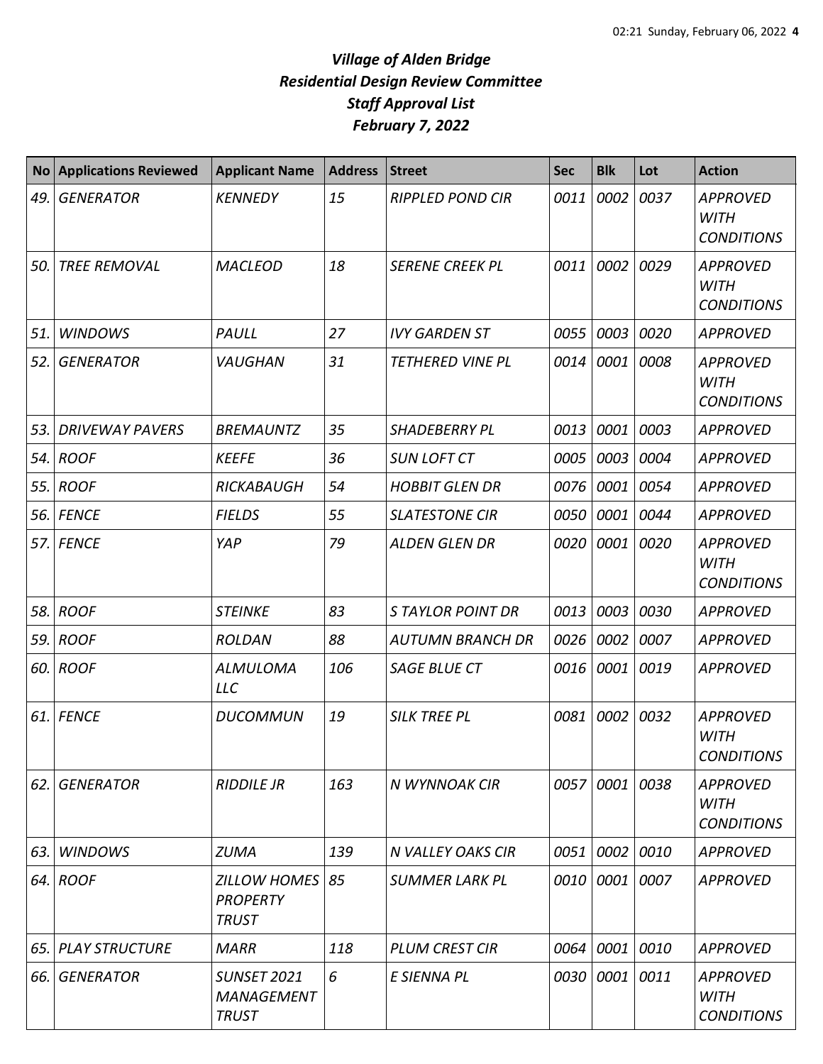# *Village of Alden Bridge*
# *Residential Design Review Committee*
# *Staff Approval List*
# *February 7, 2022*

| No | Applications Reviewed | Applicant Name | Address | Street | Sec | Blk | Lot | Action |
|---|---|---|---|---|---|---|---|---|
| 49. | GENERATOR | KENNEDY | 15 | RIPPLED POND CIR | 0011 | 0002 | 0037 | APPROVED WITH CONDITIONS |
| 50. | TREE REMOVAL | MACLEOD | 18 | SERENE CREEK PL | 0011 | 0002 | 0029 | APPROVED WITH CONDITIONS |
| 51. | WINDOWS | PAULL | 27 | IVY GARDEN ST | 0055 | 0003 | 0020 | APPROVED |
| 52. | GENERATOR | VAUGHAN | 31 | TETHERED VINE PL | 0014 | 0001 | 0008 | APPROVED WITH CONDITIONS |
| 53. | DRIVEWAY PAVERS | BREMAUNTZ | 35 | SHADEBERRY PL | 0013 | 0001 | 0003 | APPROVED |
| 54. | ROOF | KEEFE | 36 | SUN LOFT CT | 0005 | 0003 | 0004 | APPROVED |
| 55. | ROOF | RICKABAUGH | 54 | HOBBIT GLEN DR | 0076 | 0001 | 0054 | APPROVED |
| 56. | FENCE | FIELDS | 55 | SLATESTONE CIR | 0050 | 0001 | 0044 | APPROVED |
| 57. | FENCE | YAP | 79 | ALDEN GLEN DR | 0020 | 0001 | 0020 | APPROVED WITH CONDITIONS |
| 58. | ROOF | STEINKE | 83 | S TAYLOR POINT DR | 0013 | 0003 | 0030 | APPROVED |
| 59. | ROOF | ROLDAN | 88 | AUTUMN BRANCH DR | 0026 | 0002 | 0007 | APPROVED |
| 60. | ROOF | ALMULOMA LLC | 106 | SAGE BLUE CT | 0016 | 0001 | 0019 | APPROVED |
| 61. | FENCE | DUCOMMUN | 19 | SILK TREE PL | 0081 | 0002 | 0032 | APPROVED WITH CONDITIONS |
| 62. | GENERATOR | RIDDILE JR | 163 | N WYNNOAK CIR | 0057 | 0001 | 0038 | APPROVED WITH CONDITIONS |
| 63. | WINDOWS | ZUMA | 139 | N VALLEY OAKS CIR | 0051 | 0002 | 0010 | APPROVED |
| 64. | ROOF | ZILLOW HOMES PROPERTY TRUST | 85 | SUMMER LARK PL | 0010 | 0001 | 0007 | APPROVED |
| 65. | PLAY STRUCTURE | MARR | 118 | PLUM CREST CIR | 0064 | 0001 | 0010 | APPROVED |
| 66. | GENERATOR | SUNSET 2021 MANAGEMENT TRUST | 6 | E SIENNA PL | 0030 | 0001 | 0011 | APPROVED WITH CONDITIONS |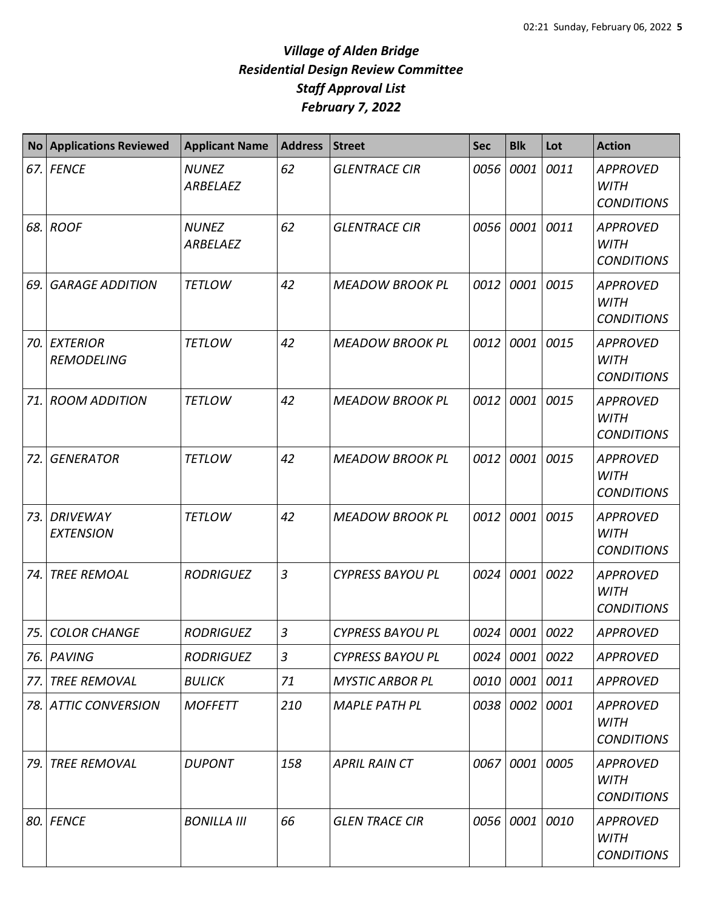# *Village of Alden Bridge*
# *Residential Design Review Committee*
# *Staff Approval List*
# *February 7, 2022*

| No | Applications Reviewed | Applicant Name | Address | Street | Sec | Blk | Lot | Action |
|---|---|---|---|---|---|---|---|---|
| 67. | FENCE | NUNEZ ARBELAEZ | 62 | GLENTRACE CIR | 0056 | 0001 | 0011 | APPROVED WITH CONDITIONS |
| 68. | ROOF | NUNEZ ARBELAEZ | 62 | GLENTRACE CIR | 0056 | 0001 | 0011 | APPROVED WITH CONDITIONS |
| 69. | GARAGE ADDITION | TETLOW | 42 | MEADOW BROOK PL | 0012 | 0001 | 0015 | APPROVED WITH CONDITIONS |
| 70. | EXTERIOR REMODELING | TETLOW | 42 | MEADOW BROOK PL | 0012 | 0001 | 0015 | APPROVED WITH CONDITIONS |
| 71. | ROOM ADDITION | TETLOW | 42 | MEADOW BROOK PL | 0012 | 0001 | 0015 | APPROVED WITH CONDITIONS |
| 72. | GENERATOR | TETLOW | 42 | MEADOW BROOK PL | 0012 | 0001 | 0015 | APPROVED WITH CONDITIONS |
| 73. | DRIVEWAY EXTENSION | TETLOW | 42 | MEADOW BROOK PL | 0012 | 0001 | 0015 | APPROVED WITH CONDITIONS |
| 74. | TREE REMOAL | RODRIGUEZ | 3 | CYPRESS BAYOU PL | 0024 | 0001 | 0022 | APPROVED WITH CONDITIONS |
| 75. | COLOR CHANGE | RODRIGUEZ | 3 | CYPRESS BAYOU PL | 0024 | 0001 | 0022 | APPROVED |
| 76. | PAVING | RODRIGUEZ | 3 | CYPRESS BAYOU PL | 0024 | 0001 | 0022 | APPROVED |
| 77. | TREE REMOVAL | BULICK | 71 | MYSTIC ARBOR PL | 0010 | 0001 | 0011 | APPROVED |
| 78. | ATTIC CONVERSION | MOFFETT | 210 | MAPLE PATH PL | 0038 | 0002 | 0001 | APPROVED WITH CONDITIONS |
| 79. | TREE REMOVAL | DUPONT | 158 | APRIL RAIN CT | 0067 | 0001 | 0005 | APPROVED WITH CONDITIONS |
| 80. | FENCE | BONILLA III | 66 | GLEN TRACE CIR | 0056 | 0001 | 0010 | APPROVED WITH CONDITIONS |